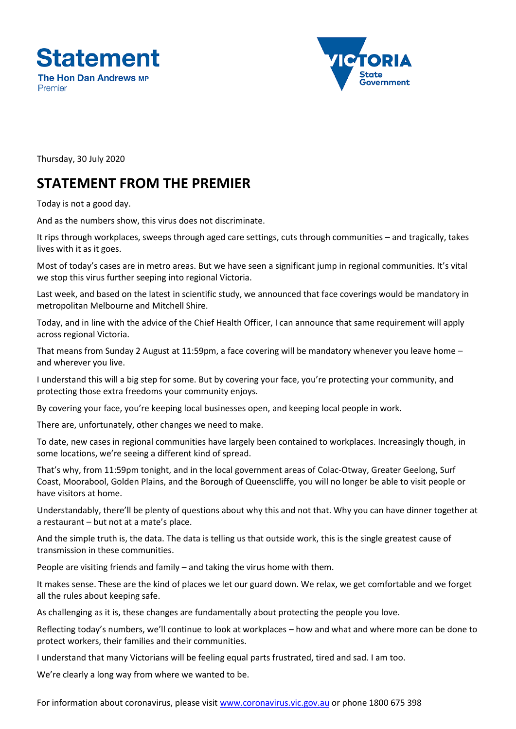# Statement

**The Hon Dan Andrews MP**
Premier

Thursday, 30 July 2020

## STATEMENT FROM THE PREMIER

Today is not a good day.

And as the numbers show, this virus does not discriminate.

It rips through workplaces, sweeps through aged care settings, cuts through communities – and tragically, takes lives with it as it goes.

Most of today's cases are in metro areas. But we have seen a significant jump in regional communities. It's vital we stop this virus further seeping into regional Victoria.

Last week, and based on the latest in scientific study, we announced that face coverings would be mandatory in metropolitan Melbourne and Mitchell Shire.

Today, and in line with the advice of the Chief Health Officer, I can announce that same requirement will apply across regional Victoria.

That means from Sunday 2 August at 11:59pm, a face covering will be mandatory whenever you leave home – and wherever you live.

I understand this will a big step for some. But by covering your face, you're protecting your community, and protecting those extra freedoms your community enjoys.

By covering your face, you're keeping local businesses open, and keeping local people in work.

There are, unfortunately, other changes we need to make.

To date, new cases in regional communities have largely been contained to workplaces. Increasingly though, in some locations, we're seeing a different kind of spread.

That's why, from 11:59pm tonight, and in the local government areas of Colac-Otway, Greater Geelong, Surf Coast, Moorabool, Golden Plains, and the Borough of Queenscliffe, you will no longer be able to visit people or have visitors at home.

Understandably, there'll be plenty of questions about why this and not that. Why you can have dinner together at a restaurant – but not at a mate's place.

And the simple truth is, the data. The data is telling us that outside work, this is the single greatest cause of transmission in these communities.

People are visiting friends and family – and taking the virus home with them.

It makes sense. These are the kind of places we let our guard down. We relax, we get comfortable and we forget all the rules about keeping safe.

As challenging as it is, these changes are fundamentally about protecting the people you love.

Reflecting today's numbers, we'll continue to look at workplaces – how and what and where more can be done to protect workers, their families and their communities.

I understand that many Victorians will be feeling equal parts frustrated, tired and sad. I am too.

We're clearly a long way from where we wanted to be.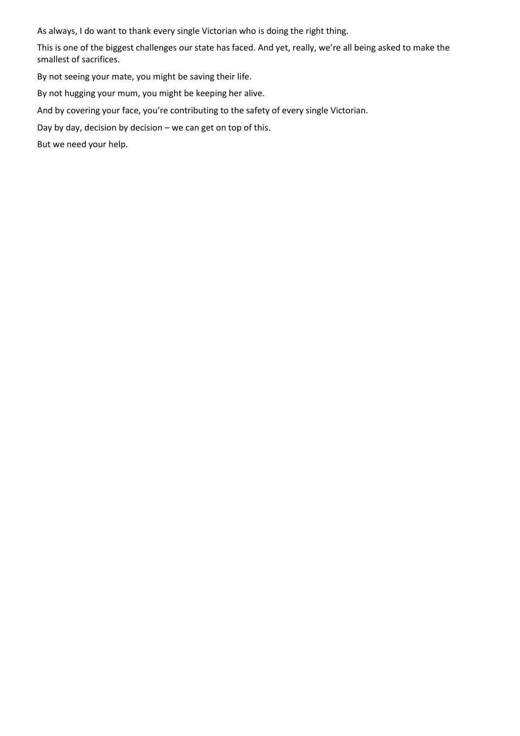As always, I do want to thank every single Victorian who is doing the right thing.

This is one of the biggest challenges our state has faced. And yet, really, we're all being asked to make the smallest of sacrifices.

By not seeing your mate, you might be saving their life.

By not hugging your mum, you might be keeping her alive.

And by covering your face, you're contributing to the safety of every single Victorian.

Day by day, decision by decision – we can get on top of this.

But we need your help.